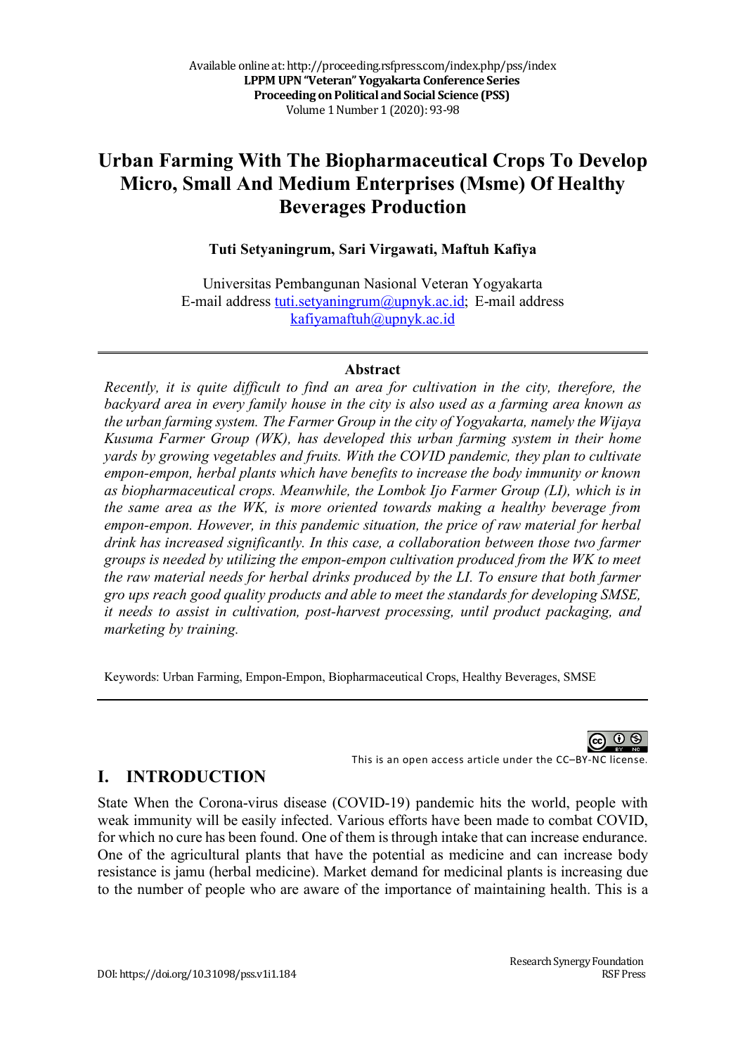# Urban Farming With The Biopharmaceutical Crops To Develop Micro, Small And Medium Enterprises (Msme) Of Healthy Beverages Production

**Tuti Setyaningrum, Sari Virgawati, Maftuh Kafiya**

Universitas Pembangunan Nasional Veteran Yogyakarta
E-mail address tuti.setyaningrum@upnyk.ac.id; E-mail address kafiyamaftuh@upnyk.ac.id

## Abstract

*Recently, it is quite difficult to find an area for cultivation in the city, therefore, the backyard area in every family house in the city is also used as a farming area known as the urban farming system. The Farmer Group in the city of Yogyakarta, namely the Wijaya Kusuma Farmer Group (WK), has developed this urban farming system in their home yards by growing vegetables and fruits. With the COVID pandemic, they plan to cultivate empon-empon, herbal plants which have benefits to increase the body immunity or known as biopharmaceutical crops. Meanwhile, the Lombok Ijo Farmer Group (LI), which is in the same area as the WK, is more oriented towards making a healthy beverage from empon-empon. However, in this pandemic situation, the price of raw material for herbal drink has increased significantly. In this case, a collaboration between those two farmer groups is needed by utilizing the empon-empon cultivation produced from the WK to meet the raw material needs for herbal drinks produced by the LI. To ensure that both farmer gro ups reach good quality products and able to meet the standards for developing SMSE, it needs to assist in cultivation, post-harvest processing, until product packaging, and marketing by training.*

Keywords: Urban Farming, Empon-Empon, Biopharmaceutical Crops, Healthy Beverages, SMSE

This is an open access article under the CC–BY-NC license.

## I. INTRODUCTION

State When the Corona-virus disease (COVID-19) pandemic hits the world, people with weak immunity will be easily infected. Various efforts have been made to combat COVID, for which no cure has been found. One of them is through intake that can increase endurance. One of the agricultural plants that have the potential as medicine and can increase body resistance is jamu (herbal medicine). Market demand for medicinal plants is increasing due to the number of people who are aware of the importance of maintaining health. This is a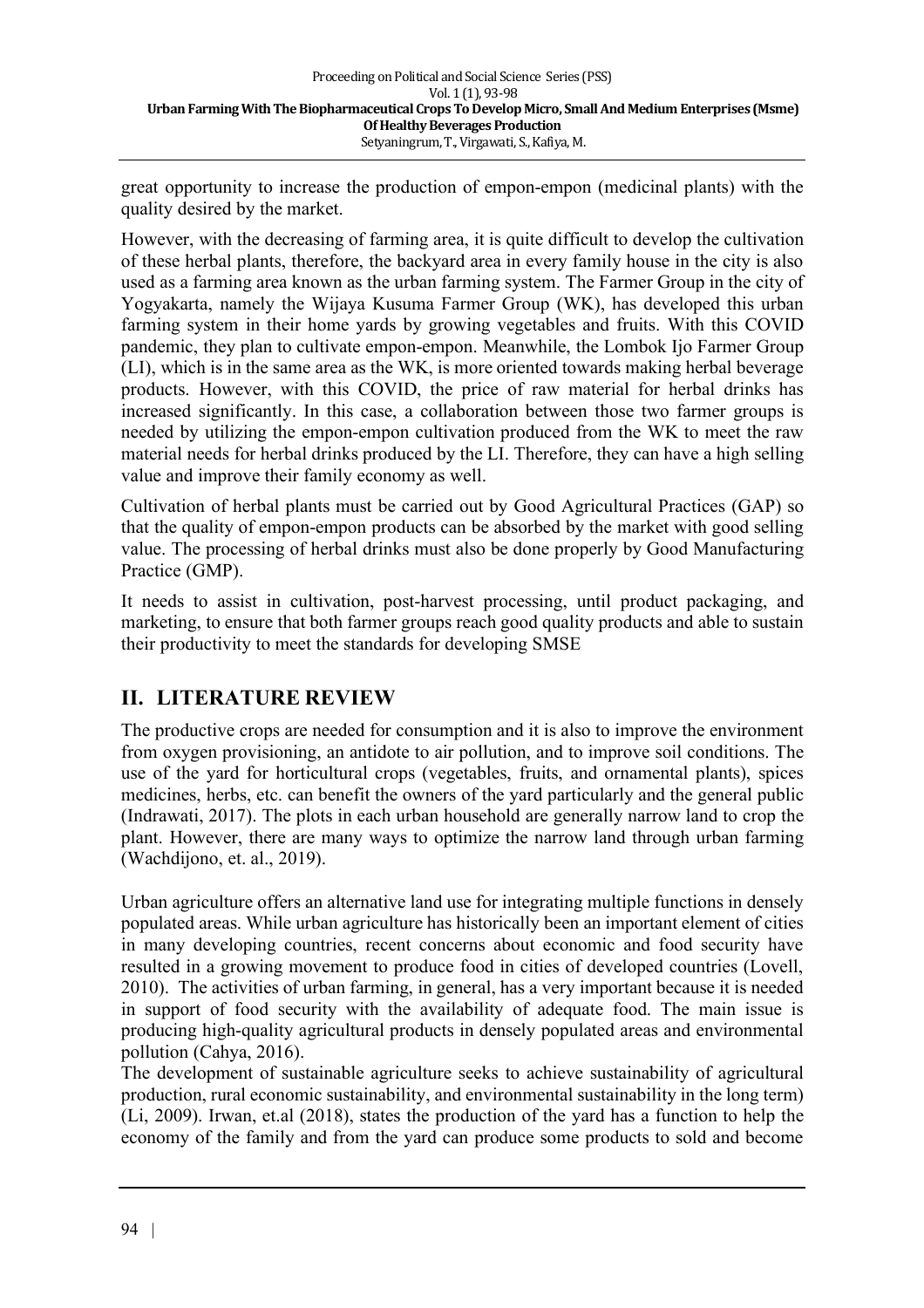great opportunity to increase the production of empon-empon (medicinal plants) with the quality desired by the market.

However, with the decreasing of farming area, it is quite difficult to develop the cultivation of these herbal plants, therefore, the backyard area in every family house in the city is also used as a farming area known as the urban farming system. The Farmer Group in the city of Yogyakarta, namely the Wijaya Kusuma Farmer Group (WK), has developed this urban farming system in their home yards by growing vegetables and fruits. With this COVID pandemic, they plan to cultivate empon-empon. Meanwhile, the Lombok Ijo Farmer Group (LI), which is in the same area as the WK, is more oriented towards making herbal beverage products. However, with this COVID, the price of raw material for herbal drinks has increased significantly. In this case, a collaboration between those two farmer groups is needed by utilizing the empon-empon cultivation produced from the WK to meet the raw material needs for herbal drinks produced by the LI. Therefore, they can have a high selling value and improve their family economy as well.

Cultivation of herbal plants must be carried out by Good Agricultural Practices (GAP) so that the quality of empon-empon products can be absorbed by the market with good selling value. The processing of herbal drinks must also be done properly by Good Manufacturing Practice (GMP).

It needs to assist in cultivation, post-harvest processing, until product packaging, and marketing, to ensure that both farmer groups reach good quality products and able to sustain their productivity to meet the standards for developing SMSE

## II. LITERATURE REVIEW

The productive crops are needed for consumption and it is also to improve the environment from oxygen provisioning, an antidote to air pollution, and to improve soil conditions. The use of the yard for horticultural crops (vegetables, fruits, and ornamental plants), spices medicines, herbs, etc. can benefit the owners of the yard particularly and the general public (Indrawati, 2017). The plots in each urban household are generally narrow land to crop the plant. However, there are many ways to optimize the narrow land through urban farming (Wachdijono, et. al., 2019).

Urban agriculture offers an alternative land use for integrating multiple functions in densely populated areas. While urban agriculture has historically been an important element of cities in many developing countries, recent concerns about economic and food security have resulted in a growing movement to produce food in cities of developed countries (Lovell, 2010). The activities of urban farming, in general, has a very important because it is needed in support of food security with the availability of adequate food. The main issue is producing high-quality agricultural products in densely populated areas and environmental pollution (Cahya, 2016).

The development of sustainable agriculture seeks to achieve sustainability of agricultural production, rural economic sustainability, and environmental sustainability in the long term) (Li, 2009). Irwan, et.al (2018), states the production of the yard has a function to help the economy of the family and from the yard can produce some products to sold and become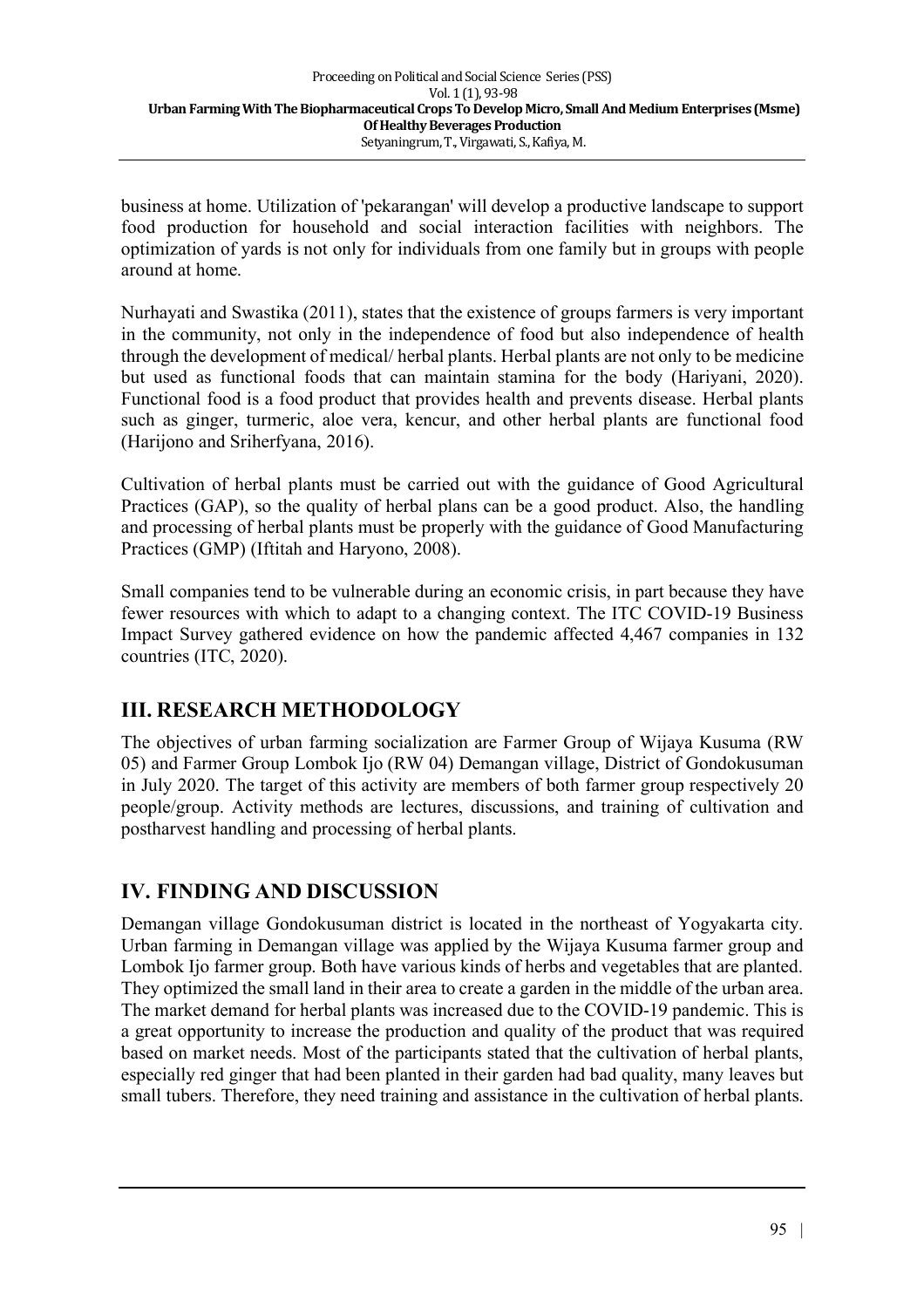business at home. Utilization of 'pekarangan' will develop a productive landscape to support food production for household and social interaction facilities with neighbors. The optimization of yards is not only for individuals from one family but in groups with people around at home.

Nurhayati and Swastika (2011), states that the existence of groups farmers is very important in the community, not only in the independence of food but also independence of health through the development of medical/ herbal plants. Herbal plants are not only to be medicine but used as functional foods that can maintain stamina for the body (Hariyani, 2020). Functional food is a food product that provides health and prevents disease. Herbal plants such as ginger, turmeric, aloe vera, kencur, and other herbal plants are functional food (Harijono and Sriherfyana, 2016).

Cultivation of herbal plants must be carried out with the guidance of Good Agricultural Practices (GAP), so the quality of herbal plans can be a good product. Also, the handling and processing of herbal plants must be properly with the guidance of Good Manufacturing Practices (GMP) (Iftitah and Haryono, 2008).

Small companies tend to be vulnerable during an economic crisis, in part because they have fewer resources with which to adapt to a changing context. The ITC COVID-19 Business Impact Survey gathered evidence on how the pandemic affected 4,467 companies in 132 countries (ITC, 2020).

## III. RESEARCH METHODOLOGY

The objectives of urban farming socialization are Farmer Group of Wijaya Kusuma (RW 05) and Farmer Group Lombok Ijo (RW 04) Demangan village, District of Gondokusuman in July 2020. The target of this activity are members of both farmer group respectively 20 people/group. Activity methods are lectures, discussions, and training of cultivation and postharvest handling and processing of herbal plants.

## IV. FINDING AND DISCUSSION

Demangan village Gondokusuman district is located in the northeast of Yogyakarta city. Urban farming in Demangan village was applied by the Wijaya Kusuma farmer group and Lombok Ijo farmer group. Both have various kinds of herbs and vegetables that are planted. They optimized the small land in their area to create a garden in the middle of the urban area. The market demand for herbal plants was increased due to the COVID-19 pandemic. This is a great opportunity to increase the production and quality of the product that was required based on market needs. Most of the participants stated that the cultivation of herbal plants, especially red ginger that had been planted in their garden had bad quality, many leaves but small tubers. Therefore, they need training and assistance in the cultivation of herbal plants.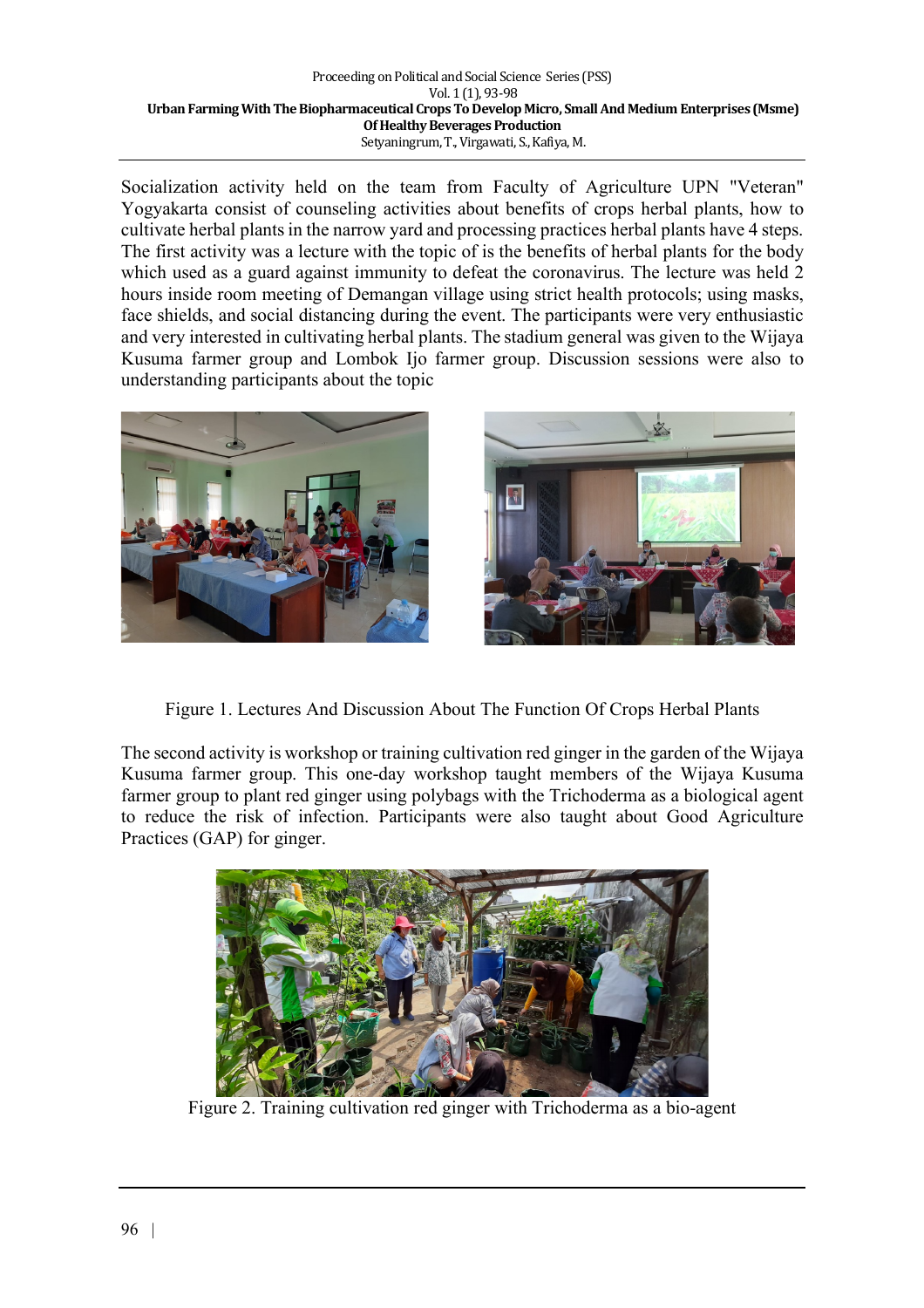Socialization activity held on the team from Faculty of Agriculture UPN "Veteran" Yogyakarta consist of counseling activities about benefits of crops herbal plants, how to cultivate herbal plants in the narrow yard and processing practices herbal plants have 4 steps. The first activity was a lecture with the topic of is the benefits of herbal plants for the body which used as a guard against immunity to defeat the coronavirus. The lecture was held 2 hours inside room meeting of Demangan village using strict health protocols; using masks, face shields, and social distancing during the event. The participants were very enthusiastic and very interested in cultivating herbal plants. The stadium general was given to the Wijaya Kusuma farmer group and Lombok Ijo farmer group. Discussion sessions were also to understanding participants about the topic

Figure 1. Lectures And Discussion About The Function Of Crops Herbal Plants

The second activity is workshop or training cultivation red ginger in the garden of the Wijaya Kusuma farmer group. This one-day workshop taught members of the Wijaya Kusuma farmer group to plant red ginger using polybags with the Trichoderma as a biological agent to reduce the risk of infection. Participants were also taught about Good Agriculture Practices (GAP) for ginger.

Figure 2. Training cultivation red ginger with Trichoderma as a bio-agent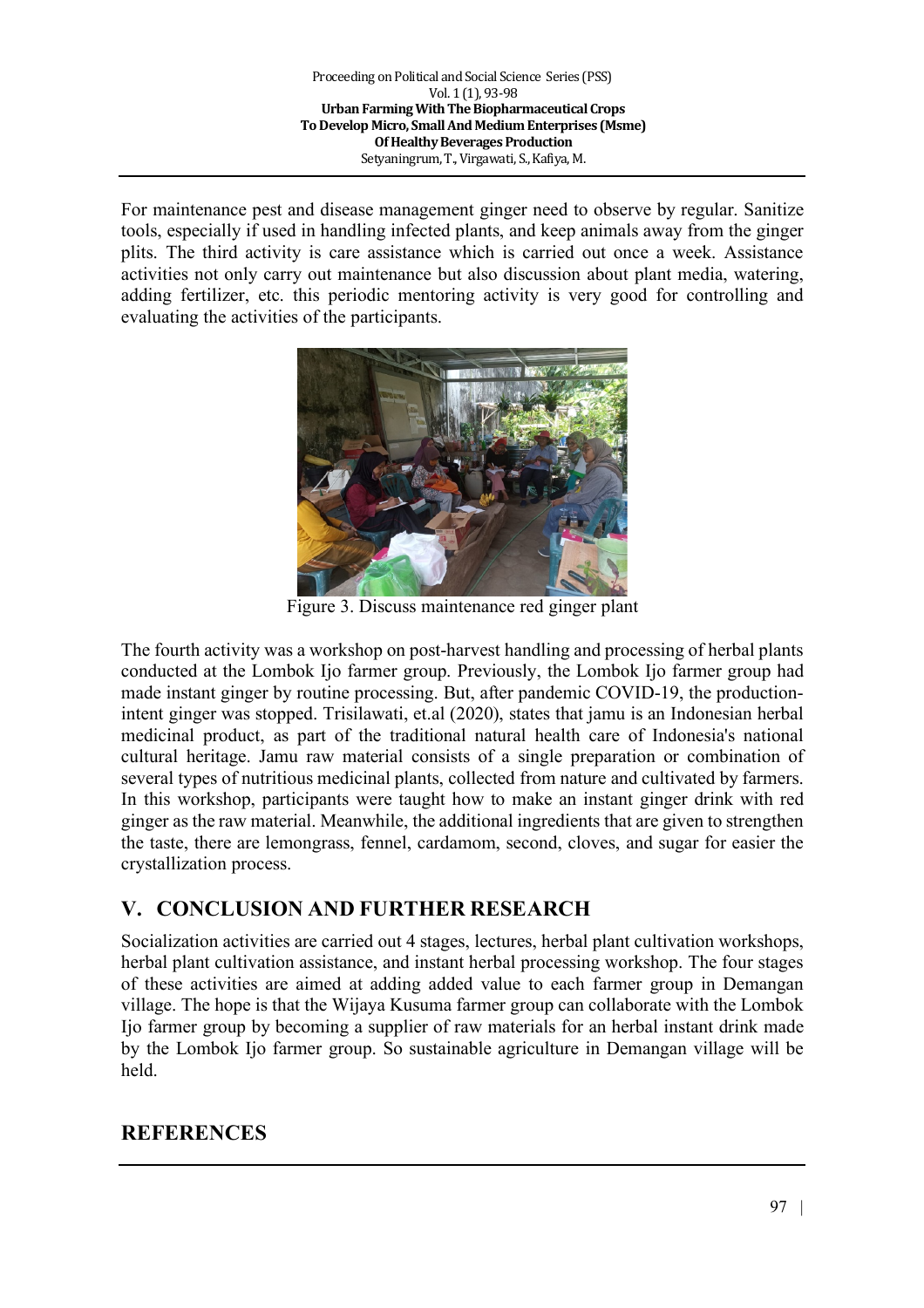For maintenance pest and disease management ginger need to observe by regular. Sanitize tools, especially if used in handling infected plants, and keep animals away from the ginger plits. The third activity is care assistance which is carried out once a week. Assistance activities not only carry out maintenance but also discussion about plant media, watering, adding fertilizer, etc. this periodic mentoring activity is very good for controlling and evaluating the activities of the participants.

Figure 3. Discuss maintenance red ginger plant

The fourth activity was a workshop on post-harvest handling and processing of herbal plants conducted at the Lombok Ijo farmer group. Previously, the Lombok Ijo farmer group had made instant ginger by routine processing. But, after pandemic COVID-19, the production-intent ginger was stopped. Trisilawati, et.al (2020), states that jamu is an Indonesian herbal medicinal product, as part of the traditional natural health care of Indonesia's national cultural heritage. Jamu raw material consists of a single preparation or combination of several types of nutritious medicinal plants, collected from nature and cultivated by farmers. In this workshop, participants were taught how to make an instant ginger drink with red ginger as the raw material. Meanwhile, the additional ingredients that are given to strengthen the taste, there are lemongrass, fennel, cardamom, second, cloves, and sugar for easier the crystallization process.

## V. CONCLUSION AND FURTHER RESEARCH

Socialization activities are carried out 4 stages, lectures, herbal plant cultivation workshops, herbal plant cultivation assistance, and instant herbal processing workshop. The four stages of these activities are aimed at adding added value to each farmer group in Demangan village. The hope is that the Wijaya Kusuma farmer group can collaborate with the Lombok Ijo farmer group by becoming a supplier of raw materials for an herbal instant drink made by the Lombok Ijo farmer group. So sustainable agriculture in Demangan village will be held.

## REFERENCES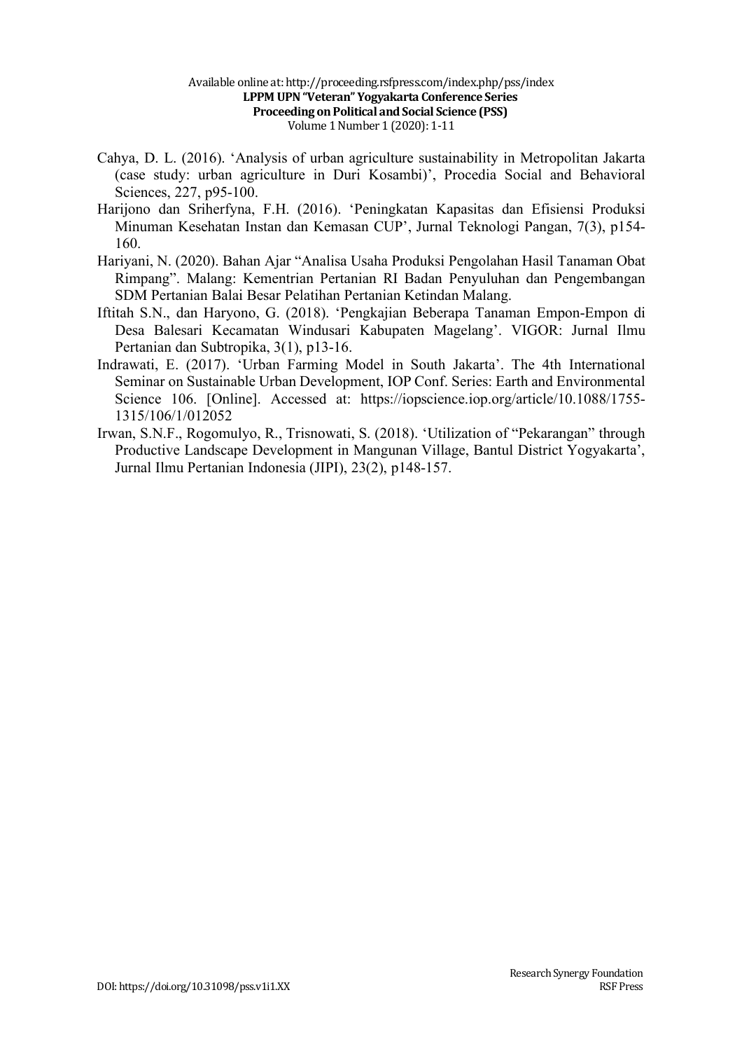Cahya, D. L. (2016). 'Analysis of urban agriculture sustainability in Metropolitan Jakarta (case study: urban agriculture in Duri Kosambi)', Procedia Social and Behavioral Sciences, 227, p95-100.

Harijono dan Sriherfyna, F.H. (2016). 'Peningkatan Kapasitas dan Efisiensi Produksi Minuman Kesehatan Instan dan Kemasan CUP', Jurnal Teknologi Pangan, 7(3), p154-160.

Hariyani, N. (2020). Bahan Ajar "Analisa Usaha Produksi Pengolahan Hasil Tanaman Obat Rimpang". Malang: Kementrian Pertanian RI Badan Penyuluhan dan Pengembangan SDM Pertanian Balai Besar Pelatihan Pertanian Ketindan Malang.

Iftitah S.N., dan Haryono, G. (2018). 'Pengkajian Beberapa Tanaman Empon-Empon di Desa Balesari Kecamatan Windusari Kabupaten Magelang'. VIGOR: Jurnal Ilmu Pertanian dan Subtropika, 3(1), p13-16.

Indrawati, E. (2017). 'Urban Farming Model in South Jakarta'. The 4th International Seminar on Sustainable Urban Development, IOP Conf. Series: Earth and Environmental Science 106. [Online]. Accessed at: https://iopscience.iop.org/article/10.1088/1755-1315/106/1/012052

Irwan, S.N.F., Rogomulyo, R., Trisnowati, S. (2018). 'Utilization of "Pekarangan" through Productive Landscape Development in Mangunan Village, Bantul District Yogyakarta', Jurnal Ilmu Pertanian Indonesia (JIPI), 23(2), p148-157.